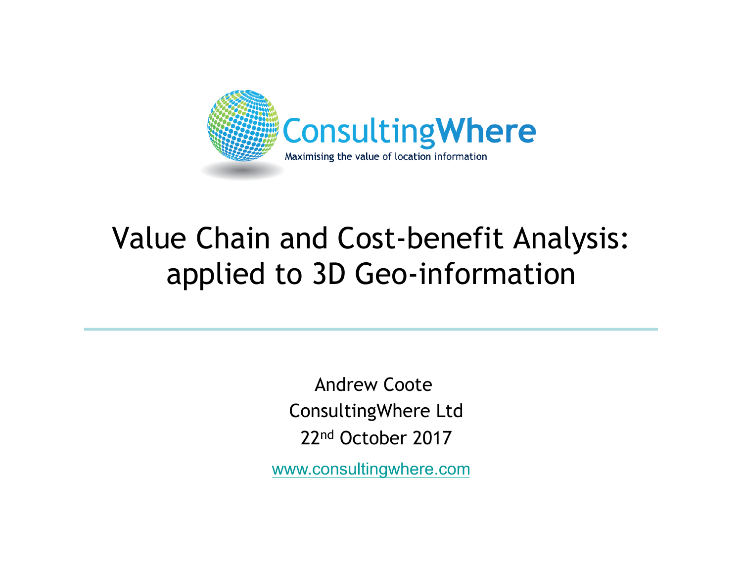ConsultingWhere

Maximising the value of location information

# Value Chain and Cost-benefit Analysis: applied to 3D Geo-information

Andrew Coote

ConsultingWhere Ltd

22nd October 2017

www.consultingwhere.com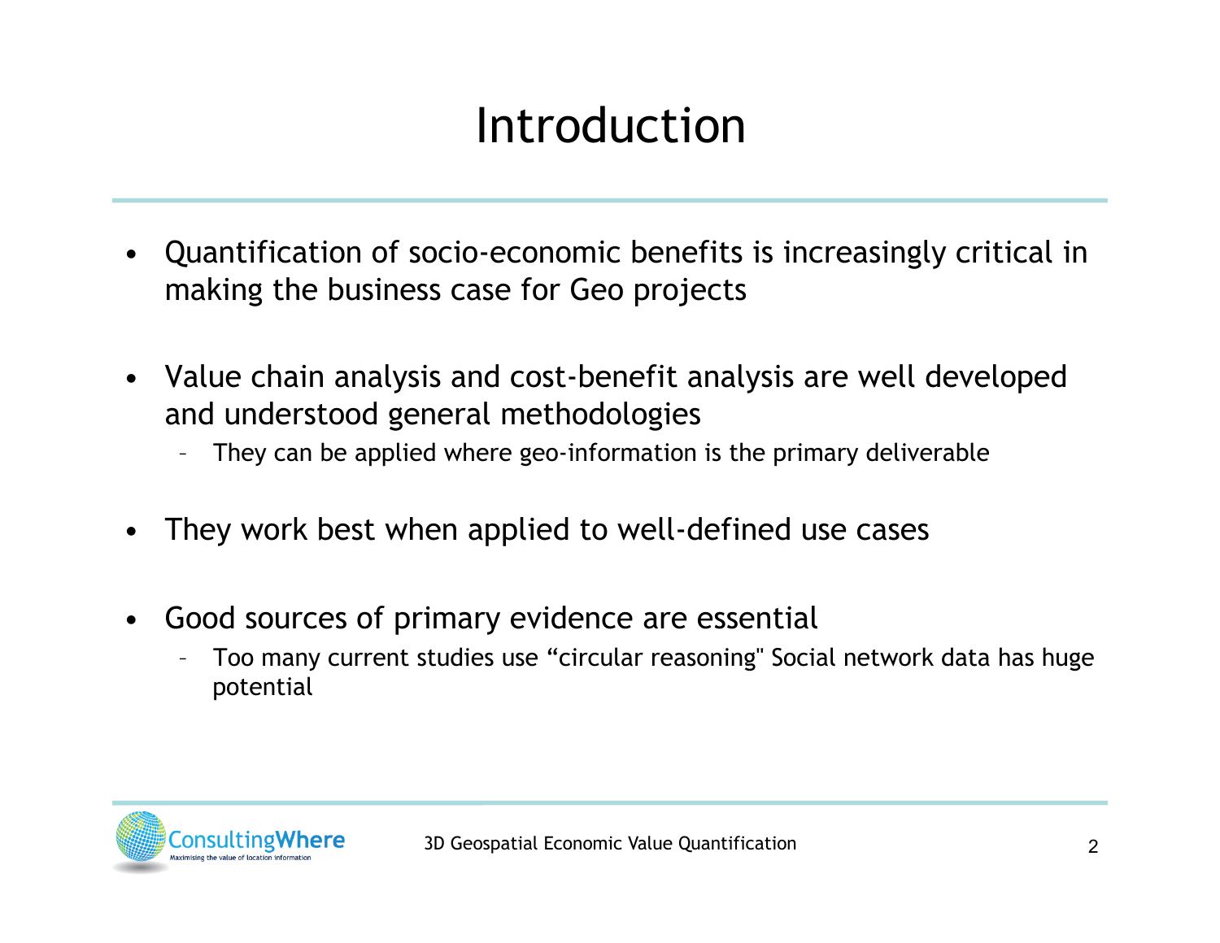# Introduction

- Quantification of socio-economic benefits is increasingly critical in making the business case for Geo projects

- Value chain analysis and cost-benefit analysis are well developed and understood general methodologies
  - They can be applied where geo-information is the primary deliverable

- They work best when applied to well-defined use cases

- Good sources of primary evidence are essential
  - Too many current studies use “circular reasoning" Social network data has huge potential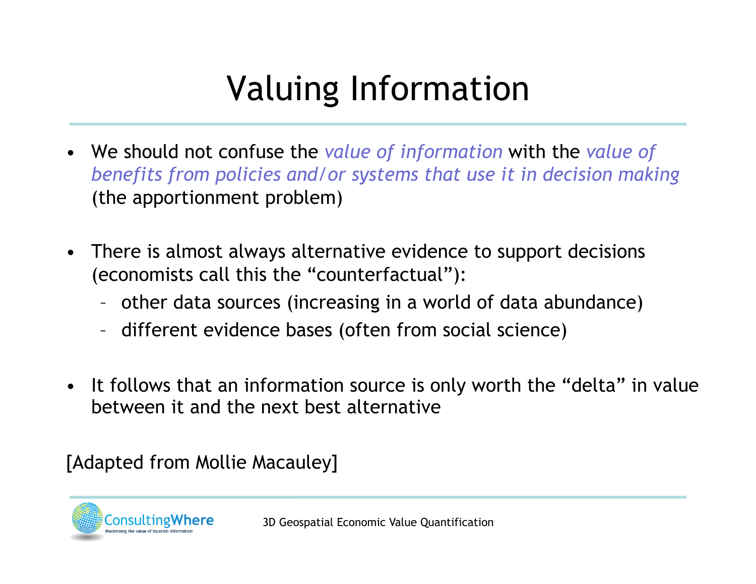# Valuing Information

- We should not confuse the *value of information* with the *value of benefits from policies and/or systems that use it in decision making* (the apportionment problem)

- There is almost always alternative evidence to support decisions (economists call this the "counterfactual"):
  - other data sources (increasing in a world of data abundance)
  - different evidence bases (often from social science)

- It follows that an information source is only worth the "delta" in value between it and the next best alternative

[Adapted from Mollie Macauley]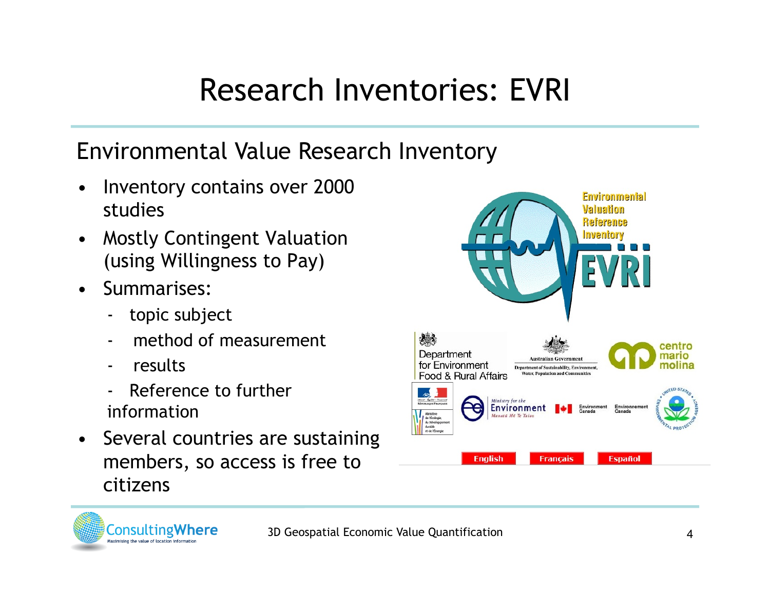# Research Inventories: EVRI

## Environmental Value Research Inventory

- Inventory contains over 2000 studies
- Mostly Contingent Valuation (using Willingness to Pay)
- Summarises:
  - topic subject
  - method of measurement
  - results
  - Reference to further information
- Several countries are sustaining members, so access is free to citizens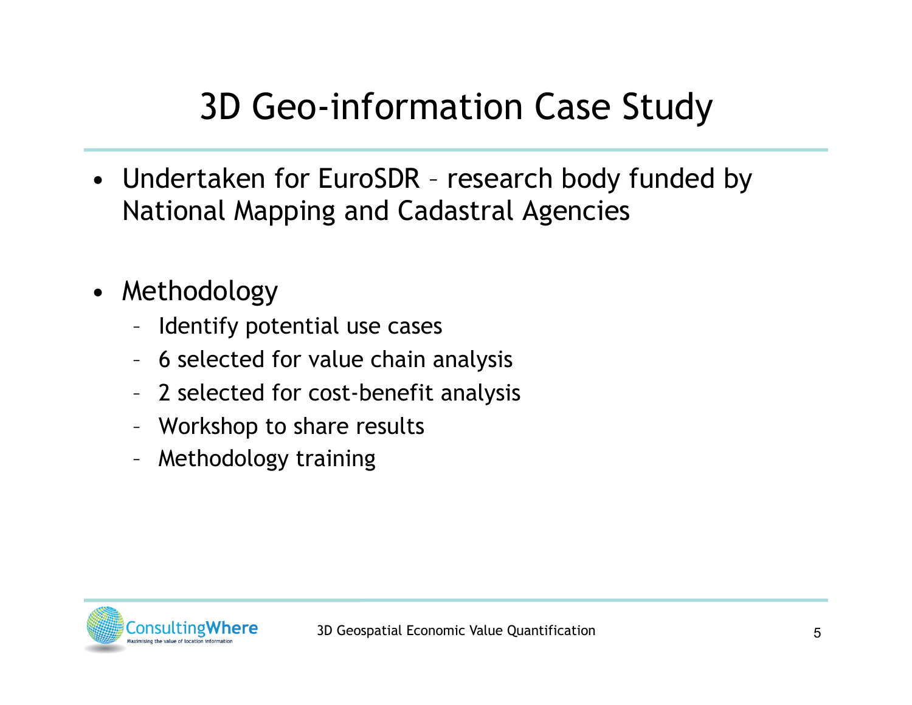# 3D Geo-information Case Study

- Undertaken for EuroSDR – research body funded by National Mapping and Cadastral Agencies
- Methodology
  - Identify potential use cases
  - 6 selected for value chain analysis
  - 2 selected for cost-benefit analysis
  - Workshop to share results
  - Methodology training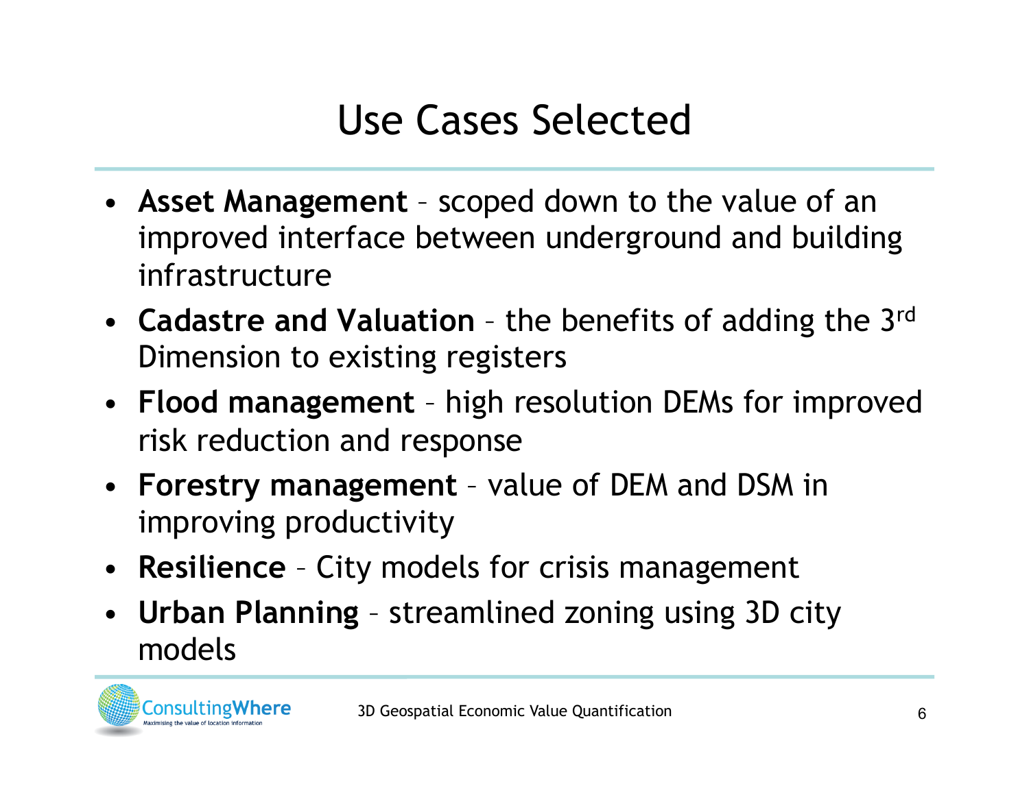# Use Cases Selected

- **Asset Management** – scoped down to the value of an improved interface between underground and building infrastructure
- **Cadastre and Valuation** – the benefits of adding the 3rd Dimension to existing registers
- **Flood management** – high resolution DEMs for improved risk reduction and response
- **Forestry management** – value of DEM and DSM in improving productivity
- **Resilience** – City models for crisis management
- **Urban Planning** – streamlined zoning using 3D city models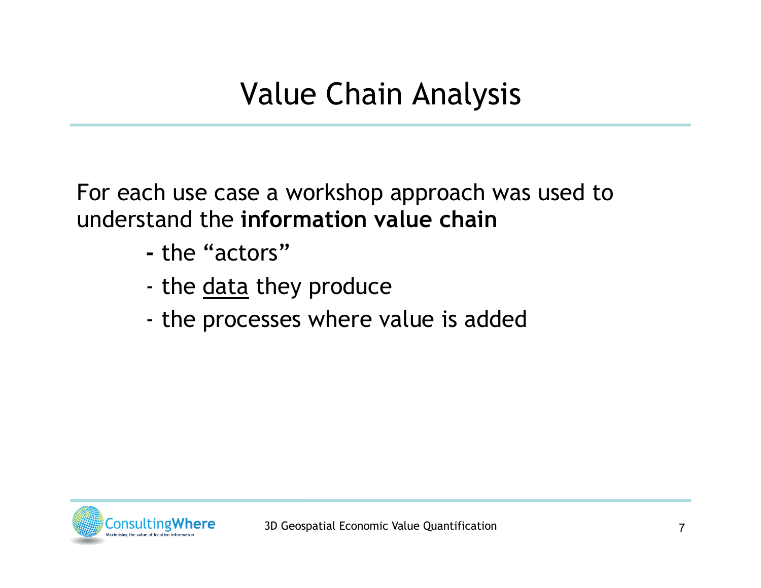# Value Chain Analysis

For each use case a workshop approach was used to understand the **information value chain**

- the "actors"
- the <u>data</u> they produce
- the processes where value is added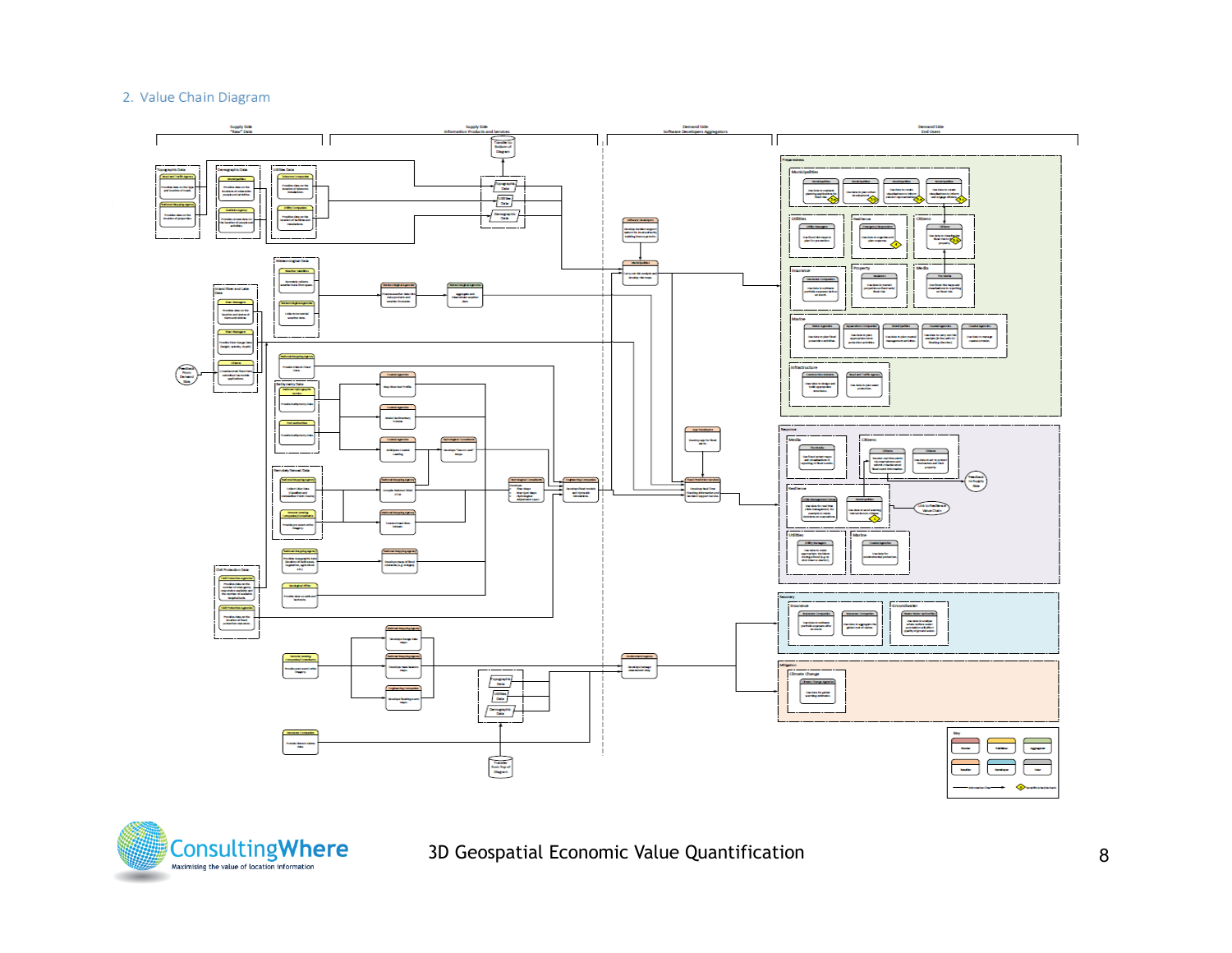## 2. Value Chain Diagram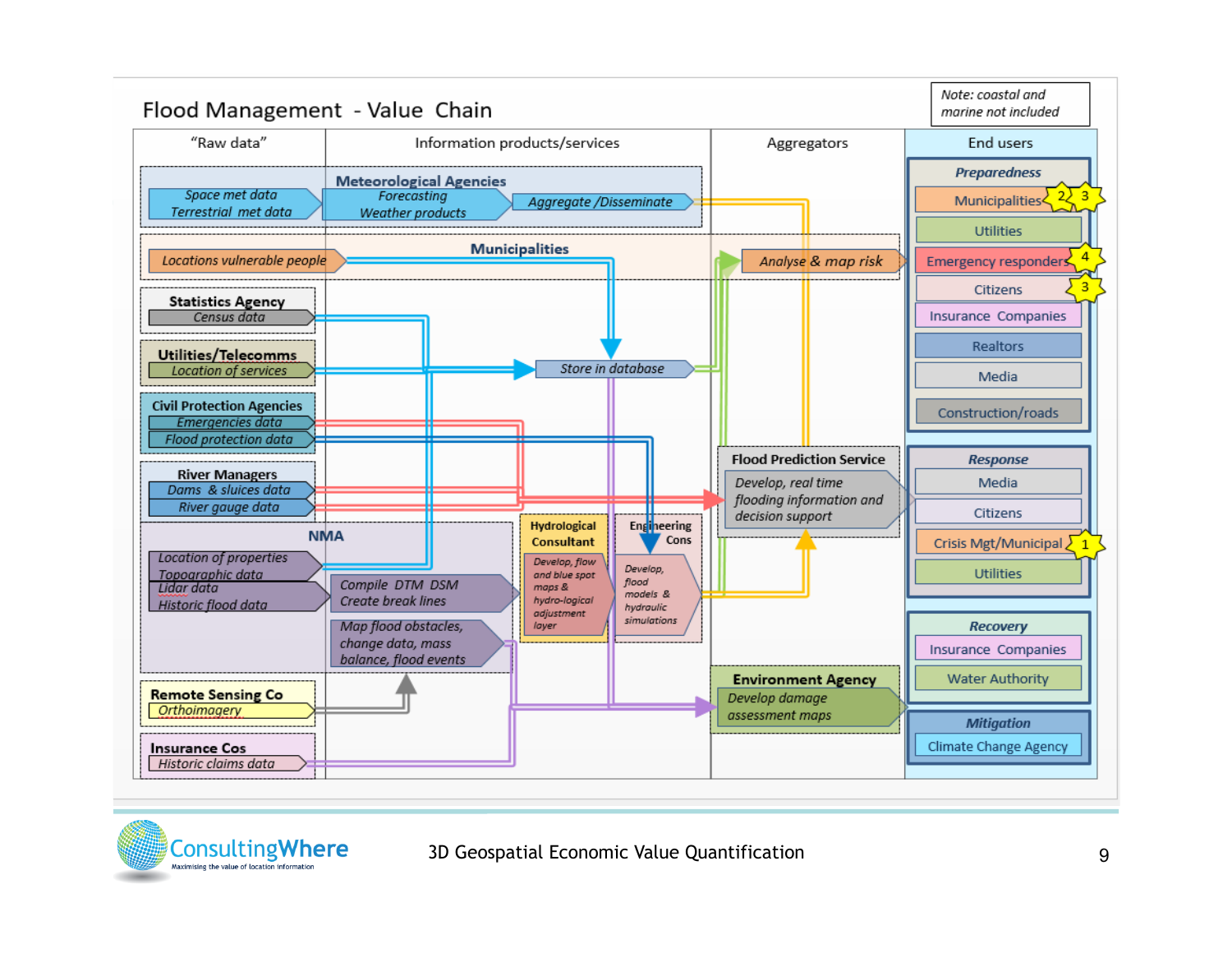# Flood Management - Value Chain

*Note: coastal and marine not included*

| "Raw data" | Information products/services | Aggregators | End users |
|---|---|---|---|
| **Meteorological Agencies**: Space met data; Terrestrial met data | Forecasting; Weather products; Aggregate /Disseminate | | **Preparedness**: Municipalities (2, 3); Utilities; Emergency responders (4); Citizens (3); Insurance Companies; Realtors; Media; Construction/roads |
| **Municipalities**: Locations vulnerable people | Store in database | Analyse & map risk | |
| **Statistics Agency**: Census data | | | |
| **Utilities/Telecomms**: Location of services | | | |
| **Civil Protection Agencies**: Emergencies data; Flood protection data | | **Flood Prediction Service**: Develop, real time flooding information and decision support | **Response**: Media; Citizens; Crisis Mgt/Municipal (1); Utilities |
| **River Managers**: Dams & sluices data; River gauge data | **Hydrological Consultant**: Develop, flow and blue spot maps & hydro-logical adjustment layer; **Engineering Cons**: Develop, flood models & hydraulic simulations | | |
| **NMA**: Location of properties; Topographic data; Lidar data; Historic flood data | Compile DTM DSM; Create break lines; Map flood obstacles, change data, mass balance, flood events | **Environment Agency**: Develop damage assessment maps | **Recovery**: Insurance Companies; Water Authority |
| **Remote Sensing Co**: Orthoimagery | | | **Mitigation**: Climate Change Agency |
| **Insurance Cos**: Historic claims data | | | |

3D Geospatial Economic Value Quantification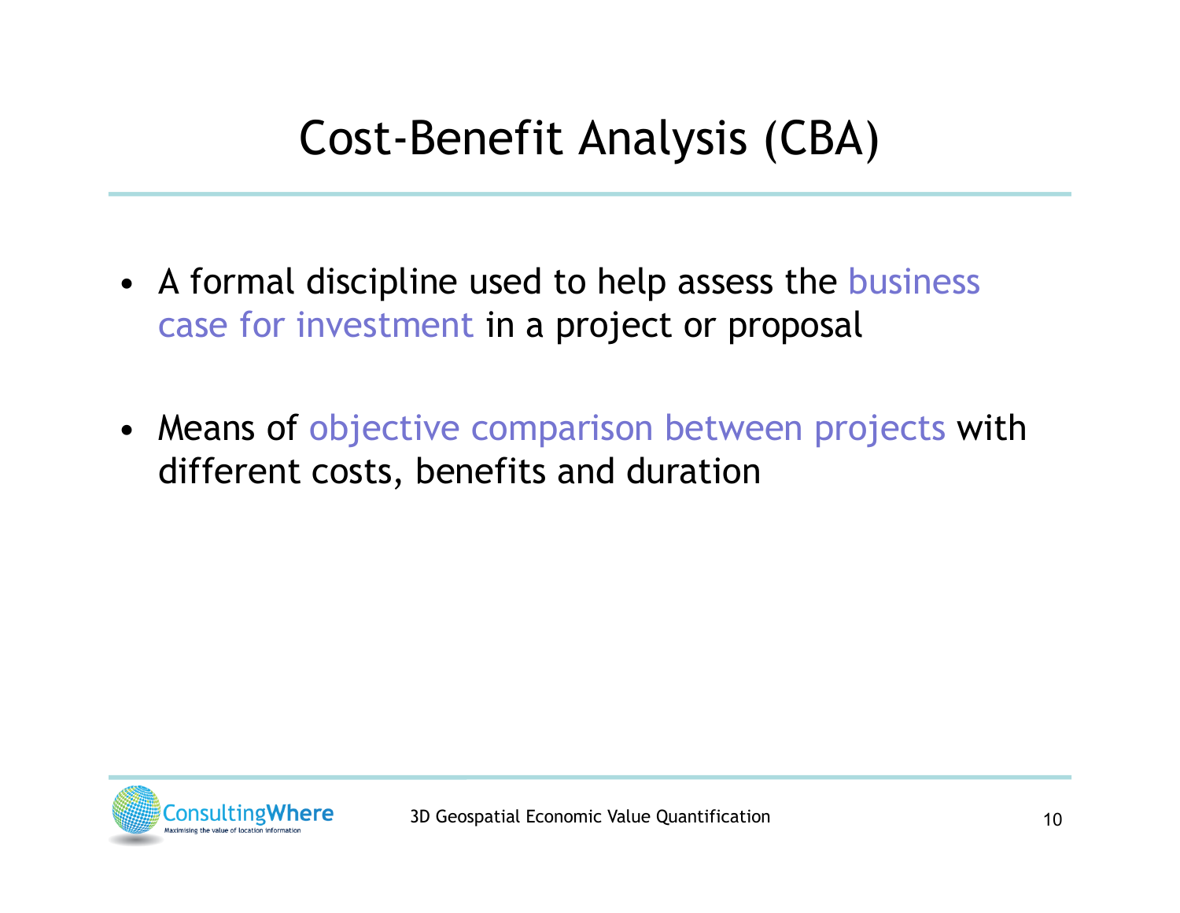# Cost-Benefit Analysis (CBA)

- A formal discipline used to help assess the business case for investment in a project or proposal

- Means of objective comparison between projects with different costs, benefits and duration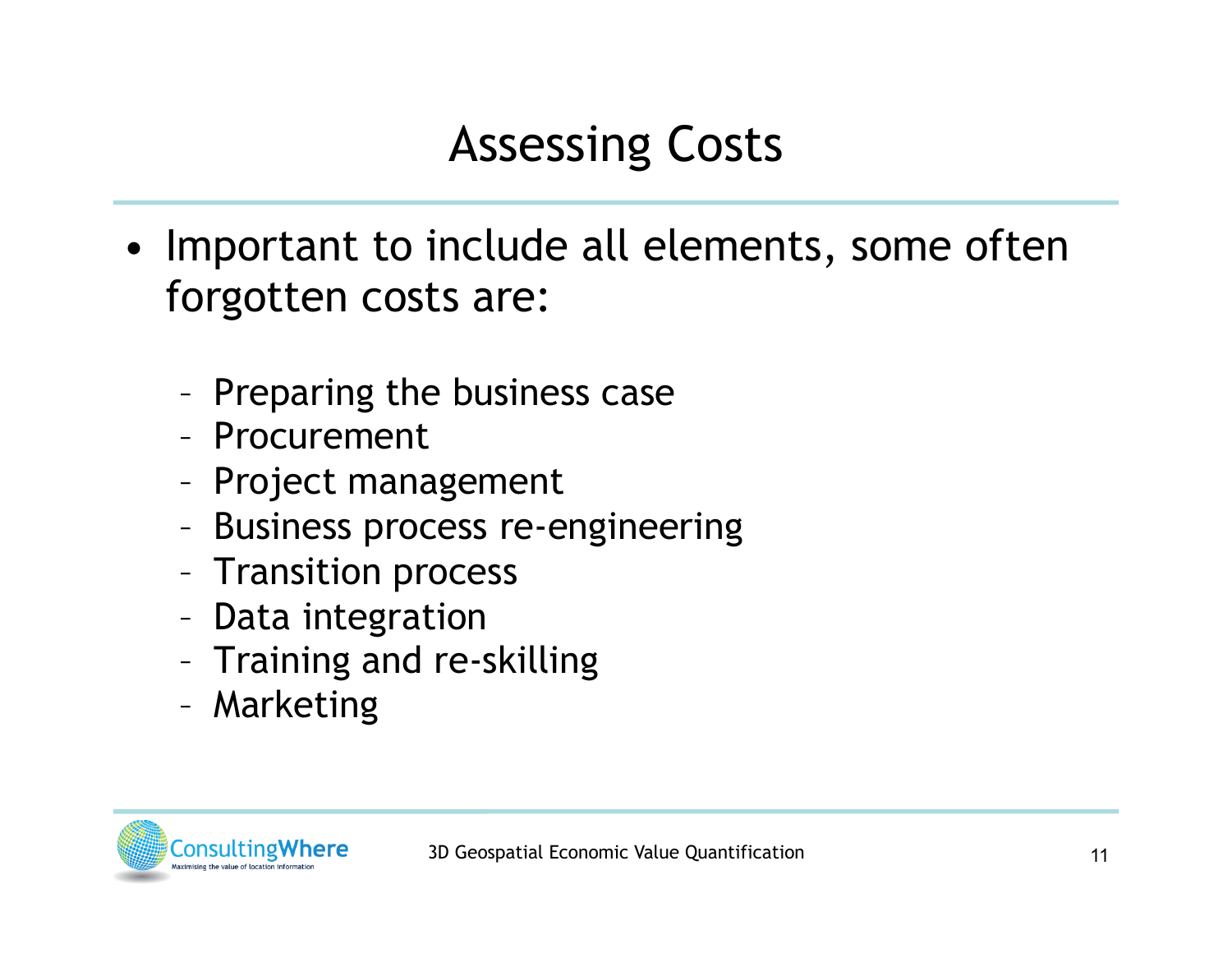# Assessing Costs

- Important to include all elements, some often forgotten costs are:
  - Preparing the business case
  - Procurement
  - Project management
  - Business process re-engineering
  - Transition process
  - Data integration
  - Training and re-skilling
  - Marketing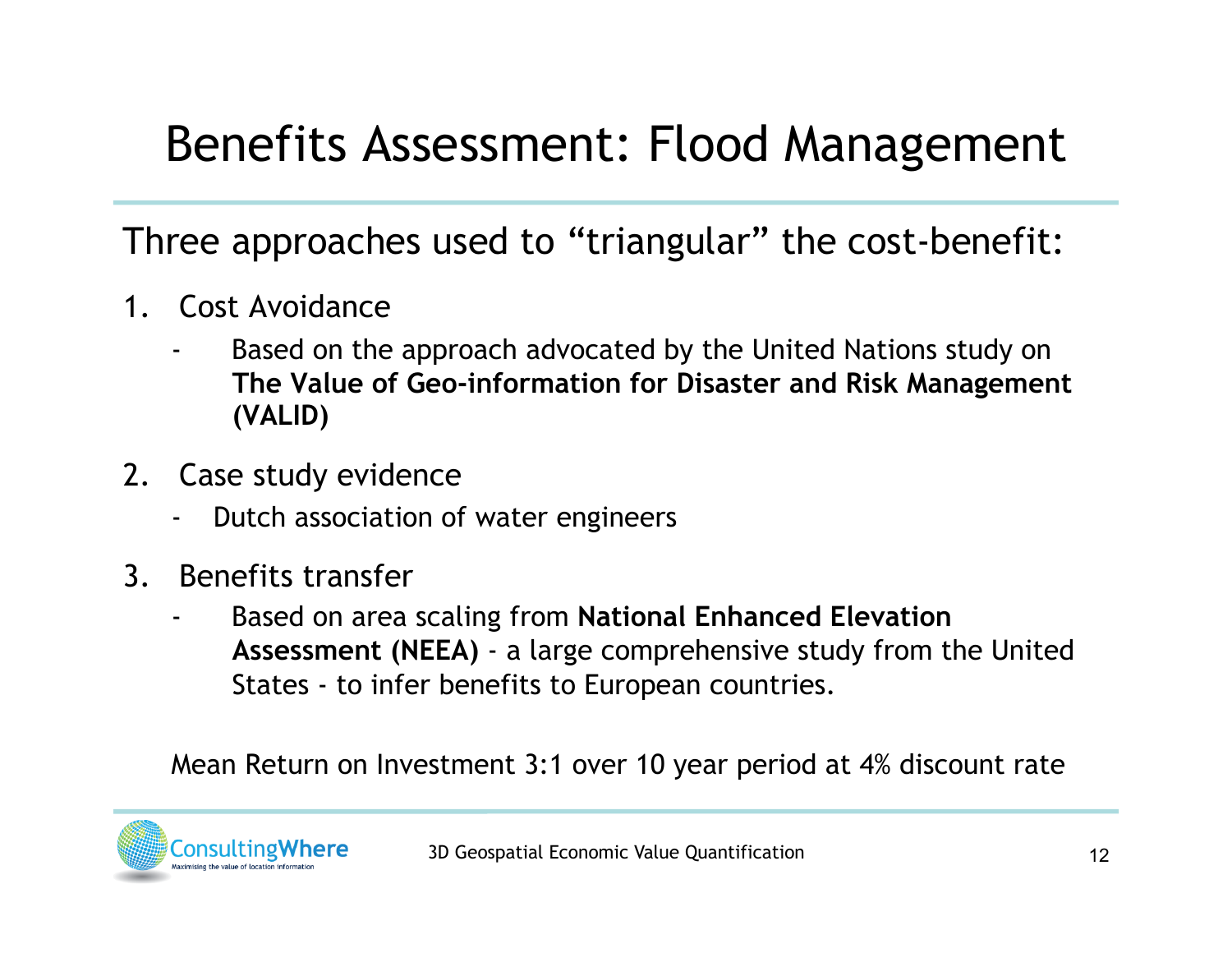# Benefits Assessment: Flood Management

Three approaches used to "triangular" the cost-benefit:

1. Cost Avoidance
   - Based on the approach advocated by the United Nations study on **The Value of Geo-information for Disaster and Risk Management (VALID)**
2. Case study evidence
   - Dutch association of water engineers
3. Benefits transfer
   - Based on area scaling from **National Enhanced Elevation Assessment (NEEA)** - a large comprehensive study from the United States - to infer benefits to European countries.

Mean Return on Investment 3:1 over 10 year period at 4% discount rate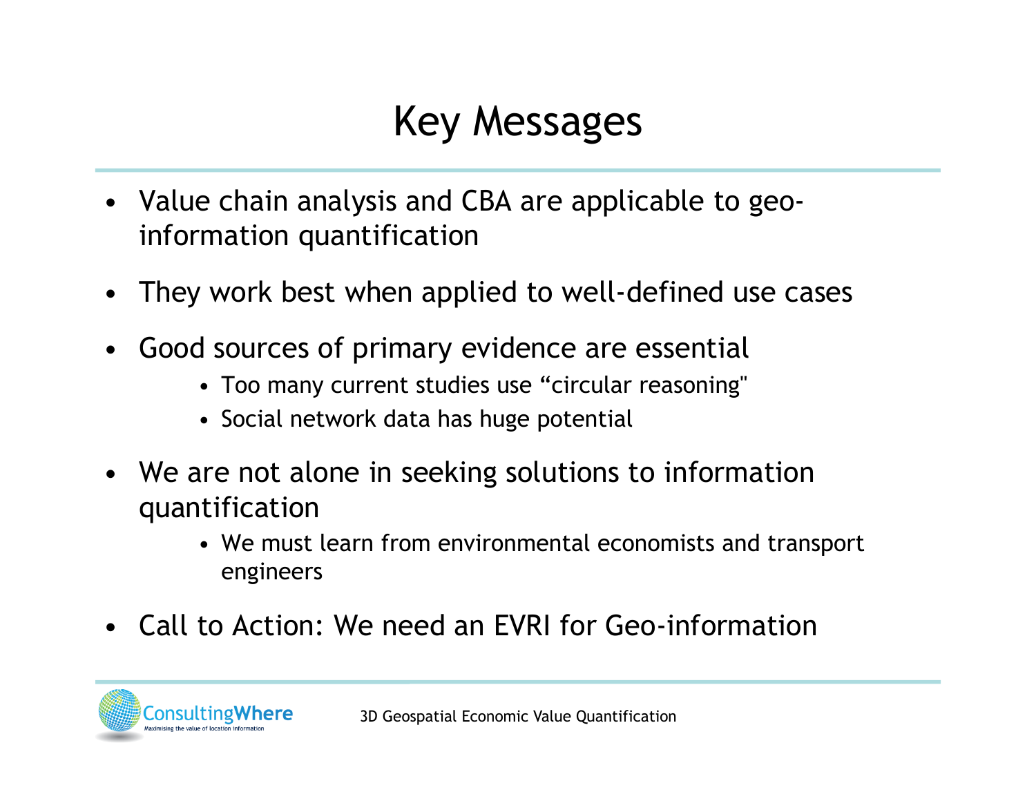# Key Messages

- Value chain analysis and CBA are applicable to geo-information quantification
- They work best when applied to well-defined use cases
- Good sources of primary evidence are essential
  - Too many current studies use “circular reasoning"
  - Social network data has huge potential
- We are not alone in seeking solutions to information quantification
  - We must learn from environmental economists and transport engineers
- Call to Action: We need an EVRI for Geo-information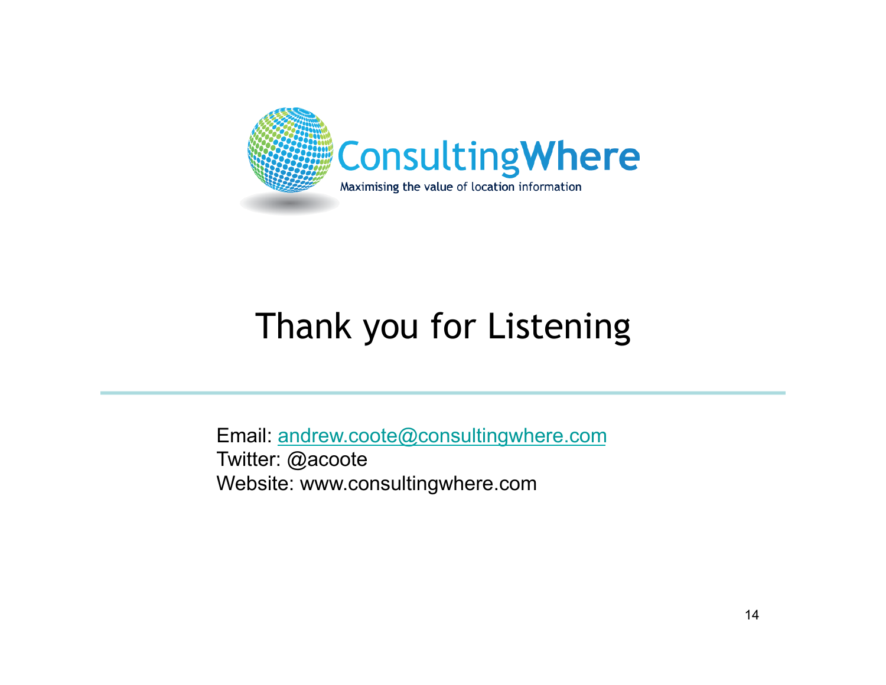ConsultingWhere

Maximising the value of location information

# Thank you for Listening

Email: andrew.coote@consultingwhere.com
Twitter: @acoote
Website: www.consultingwhere.com